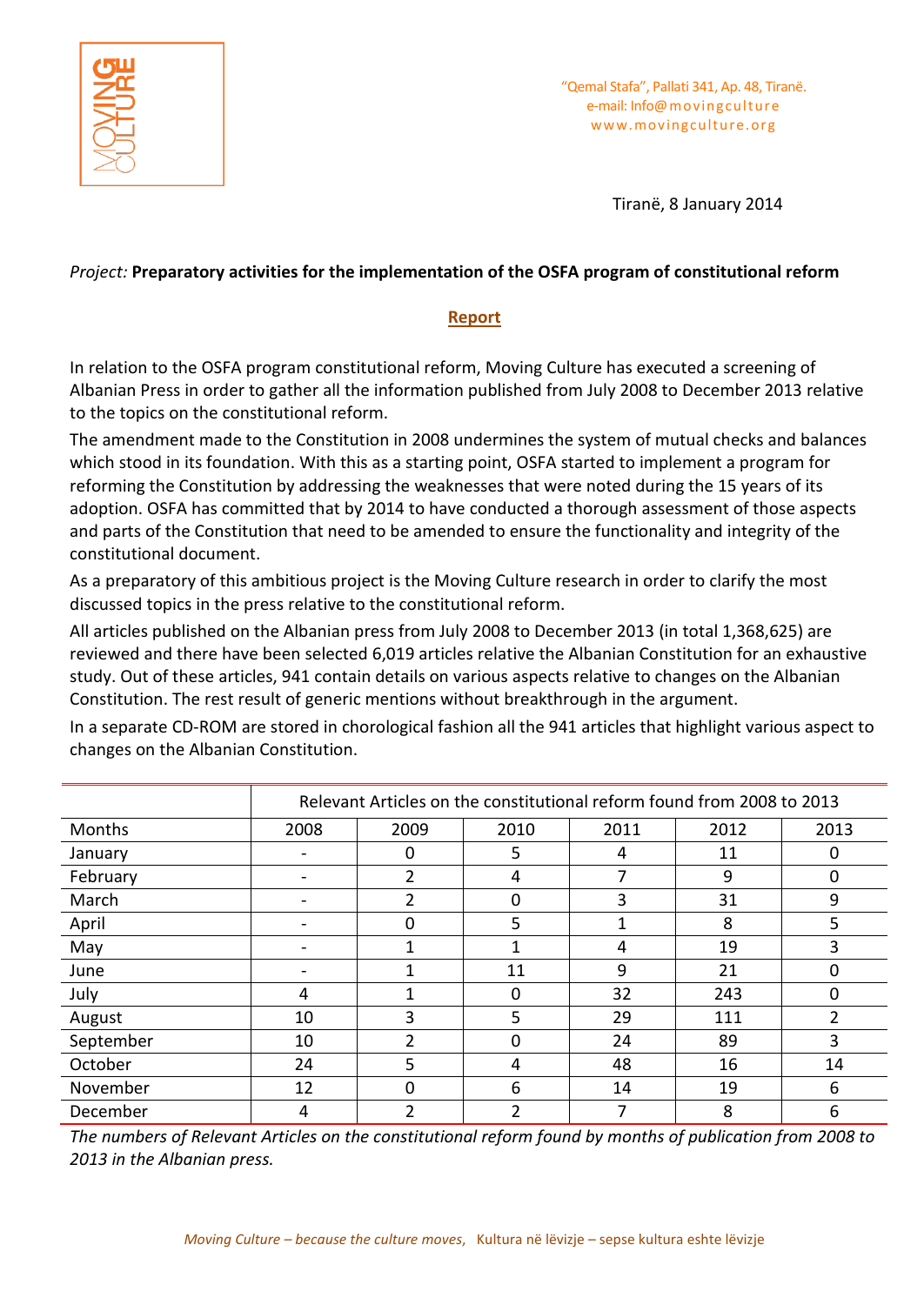"Qemal Stafa", Pallati 341, Ap. 48, Tiranë.
e-mail: Info@movingculture
www.movingculture.org

Tiranë, 8 January 2014

*Project:* **Preparatory activities for the implementation of the OSFA program of constitutional reform**

## Report

In relation to the OSFA program constitutional reform, Moving Culture has executed a screening of Albanian Press in order to gather all the information published from July 2008 to December 2013 relative to the topics on the constitutional reform.

The amendment made to the Constitution in 2008 undermines the system of mutual checks and balances which stood in its foundation. With this as a starting point, OSFA started to implement a program for reforming the Constitution by addressing the weaknesses that were noted during the 15 years of its adoption. OSFA has committed that by 2014 to have conducted a thorough assessment of those aspects and parts of the Constitution that need to be amended to ensure the functionality and integrity of the constitutional document.

As a preparatory of this ambitious project is the Moving Culture research in order to clarify the most discussed topics in the press relative to the constitutional reform.

All articles published on the Albanian press from July 2008 to December 2013 (in total 1,368,625) are reviewed and there have been selected 6,019 articles relative the Albanian Constitution for an exhaustive study. Out of these articles, 941 contain details on various aspects relative to changes on the Albanian Constitution. The rest result of generic mentions without breakthrough in the argument.

In a separate CD-ROM are stored in chorological fashion all the 941 articles that highlight various aspect to changes on the Albanian Constitution.

| | Relevant Articles on the constitutional reform found from 2008 to 2013 | | | | | |
|---|---|---|---|---|---|---|
| Months | 2008 | 2009 | 2010 | 2011 | 2012 | 2013 |
| January | - | 0 | 5 | 4 | 11 | 0 |
| February | - | 2 | 4 | 7 | 9 | 0 |
| March | - | 2 | 0 | 3 | 31 | 9 |
| April | - | 0 | 5 | 1 | 8 | 5 |
| May | - | 1 | 1 | 4 | 19 | 3 |
| June | - | 1 | 11 | 9 | 21 | 0 |
| July | 4 | 1 | 0 | 32 | 243 | 0 |
| August | 10 | 3 | 5 | 29 | 111 | 2 |
| September | 10 | 2 | 0 | 24 | 89 | 3 |
| October | 24 | 5 | 4 | 48 | 16 | 14 |
| November | 12 | 0 | 6 | 14 | 19 | 6 |
| December | 4 | 2 | 2 | 7 | 8 | 6 |

*The numbers of Relevant Articles on the constitutional reform found by months of publication from 2008 to 2013 in the Albanian press.*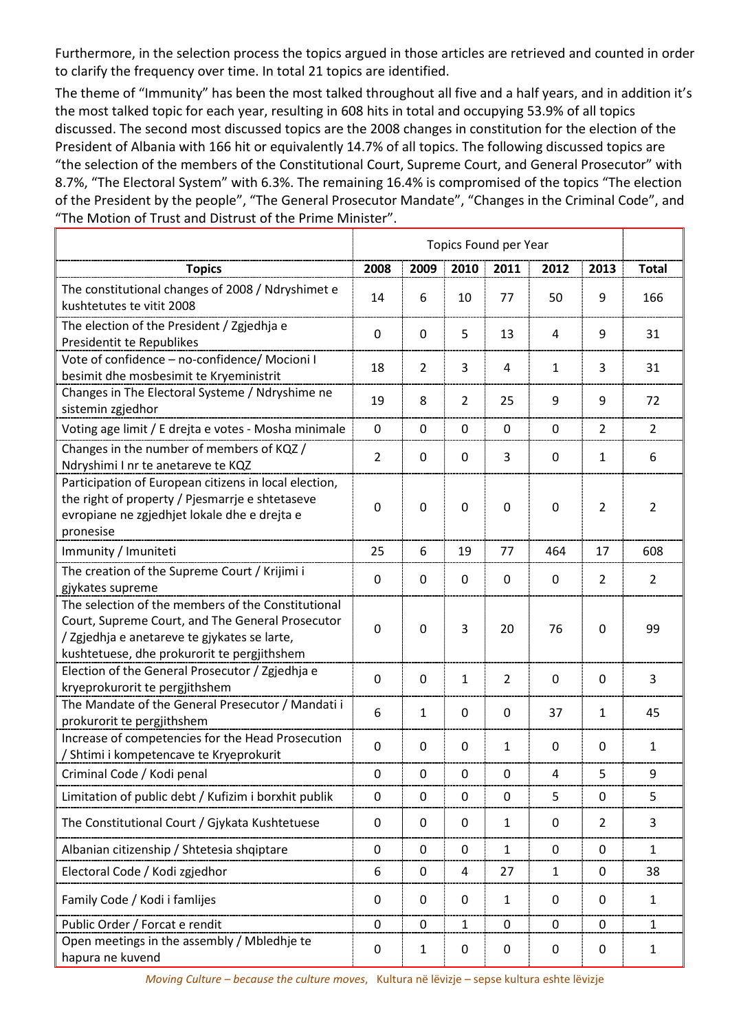Furthermore, in the selection process the topics argued in those articles are retrieved and counted in order to clarify the frequency over time. In total 21 topics are identified.

The theme of "Immunity" has been the most talked throughout all five and a half years, and in addition it's the most talked topic for each year, resulting in 608 hits in total and occupying 53.9% of all topics discussed. The second most discussed topics are the 2008 changes in constitution for the election of the President of Albania with 166 hit or equivalently 14.7% of all topics. The following discussed topics are "the selection of the members of the Constitutional Court, Supreme Court, and General Prosecutor" with 8.7%, "The Electoral System" with 6.3%. The remaining 16.4% is compromised of the topics "The election of the President by the people", "The General Prosecutor Mandate", "Changes in the Criminal Code", and "The Motion of Trust and Distrust of the Prime Minister".

| | Topics Found per Year | | | | | | |
|---|---|---|---|---|---|---|---|
| **Topics** | **2008** | **2009** | **2010** | **2011** | **2012** | **2013** | **Total** |
| The constitutional changes of 2008 / Ndryshimet e kushtetutes te vitit 2008 | 14 | 6 | 10 | 77 | 50 | 9 | 166 |
| The election of the President / Zgjedhja e Presidentit te Republikes | 0 | 0 | 5 | 13 | 4 | 9 | 31 |
| Vote of confidence – no-confidence/ Mocioni I besimit dhe mosbesimit te Kryeministrit | 18 | 2 | 3 | 4 | 1 | 3 | 31 |
| Changes in The Electoral Systeme / Ndryshime ne sistemin zgjedhor | 19 | 8 | 2 | 25 | 9 | 9 | 72 |
| Voting age limit / E drejta e votes - Mosha minimale | 0 | 0 | 0 | 0 | 0 | 2 | 2 |
| Changes in the number of members of KQZ / Ndryshimi I nr te anetareve te KQZ | 2 | 0 | 0 | 3 | 0 | 1 | 6 |
| Participation of European citizens in local election, the right of property / Pjesmarrje e shtetaseve evropiane ne zgjedhjet lokale dhe e drejta e pronesise | 0 | 0 | 0 | 0 | 0 | 2 | 2 |
| Immunity / Imuniteti | 25 | 6 | 19 | 77 | 464 | 17 | 608 |
| The creation of the Supreme Court / Krijimi i gjykates supreme | 0 | 0 | 0 | 0 | 0 | 2 | 2 |
| The selection of the members of the Constitutional Court, Supreme Court, and The General Prosecutor / Zgjedhja e anetareve te gjykates se larte, kushtetuese, dhe prokurorit te pergjithshem | 0 | 0 | 3 | 20 | 76 | 0 | 99 |
| Election of the General Prosecutor / Zgjedhja e kryeprokurorit te pergjithshem | 0 | 0 | 1 | 2 | 0 | 0 | 3 |
| The Mandate of the General Presecutor / Mandati i prokurorit te pergjithshem | 6 | 1 | 0 | 0 | 37 | 1 | 45 |
| Increase of competencies for the Head Prosecution / Shtimi i kompetencave te Kryeprokurit | 0 | 0 | 0 | 1 | 0 | 0 | 1 |
| Criminal Code / Kodi penal | 0 | 0 | 0 | 0 | 4 | 5 | 9 |
| Limitation of public debt / Kufizim i borxhit publik | 0 | 0 | 0 | 0 | 5 | 0 | 5 |
| The Constitutional Court / Gjykata Kushtetuese | 0 | 0 | 0 | 1 | 0 | 2 | 3 |
| Albanian citizenship / Shtetesia shqiptare | 0 | 0 | 0 | 1 | 0 | 0 | 1 |
| Electoral Code / Kodi zgjedhor | 6 | 0 | 4 | 27 | 1 | 0 | 38 |
| Family Code / Kodi i famlijes | 0 | 0 | 0 | 1 | 0 | 0 | 1 |
| Public Order / Forcat e rendit | 0 | 0 | 1 | 0 | 0 | 0 | 1 |
| Open meetings in the assembly / Mbledhje te hapura ne kuvend | 0 | 1 | 0 | 0 | 0 | 0 | 1 |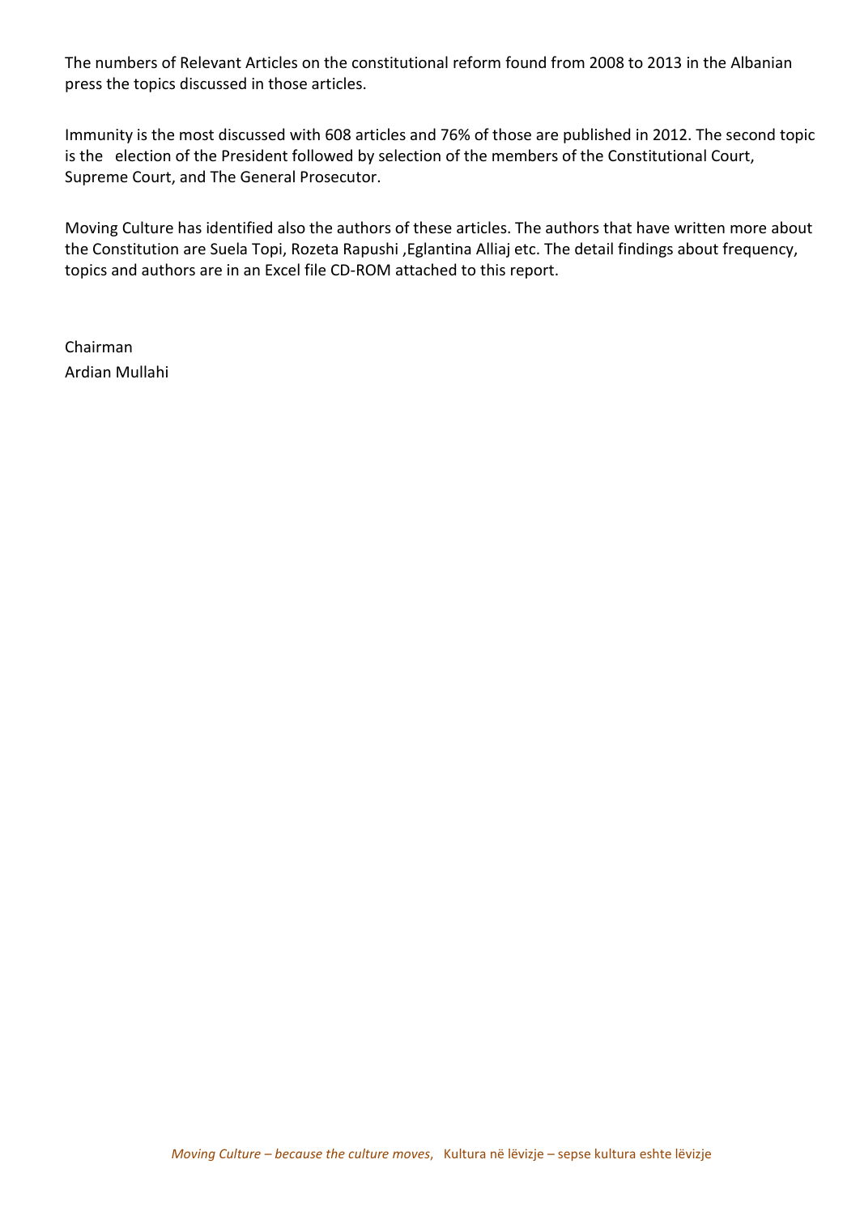The numbers of Relevant Articles on the constitutional reform found from 2008 to 2013 in the Albanian press the topics discussed in those articles.

Immunity is the most discussed with 608 articles and 76% of those are published in 2012. The second topic is the election of the President followed by selection of the members of the Constitutional Court, Supreme Court, and The General Prosecutor.

Moving Culture has identified also the authors of these articles. The authors that have written more about the Constitution are Suela Topi, Rozeta Rapushi ,Eglantina Alliaj etc. The detail findings about frequency, topics and authors are in an Excel file CD-ROM attached to this report.

Chairman
Ardian Mullahi